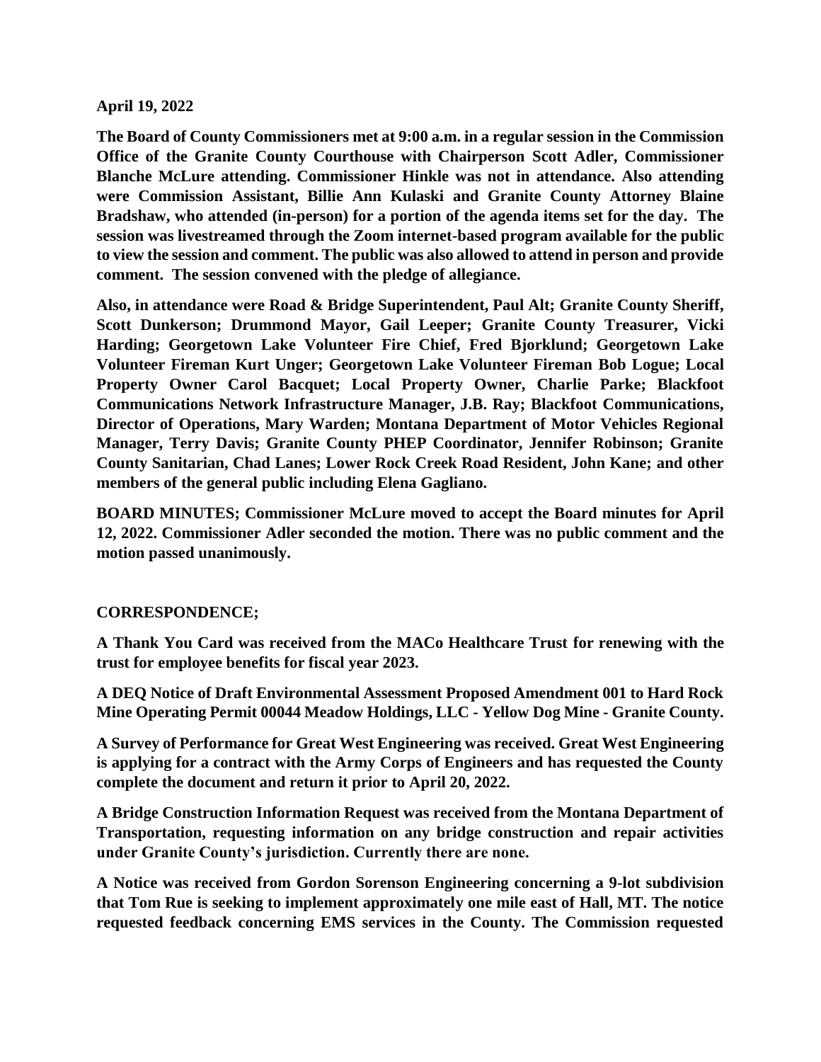**April 19, 2022**

**The Board of County Commissioners met at 9:00 a.m. in a regular session in the Commission Office of the Granite County Courthouse with Chairperson Scott Adler, Commissioner Blanche McLure attending. Commissioner Hinkle was not in attendance. Also attending were Commission Assistant, Billie Ann Kulaski and Granite County Attorney Blaine Bradshaw, who attended (in-person) for a portion of the agenda items set for the day. The session was livestreamed through the Zoom internet-based program available for the public to view the session and comment. The public was also allowed to attend in person and provide comment. The session convened with the pledge of allegiance.**

**Also, in attendance were Road & Bridge Superintendent, Paul Alt; Granite County Sheriff, Scott Dunkerson; Drummond Mayor, Gail Leeper; Granite County Treasurer, Vicki Harding; Georgetown Lake Volunteer Fire Chief, Fred Bjorklund; Georgetown Lake Volunteer Fireman Kurt Unger; Georgetown Lake Volunteer Fireman Bob Logue; Local Property Owner Carol Bacquet; Local Property Owner, Charlie Parke; Blackfoot Communications Network Infrastructure Manager, J.B. Ray; Blackfoot Communications, Director of Operations, Mary Warden; Montana Department of Motor Vehicles Regional Manager, Terry Davis; Granite County PHEP Coordinator, Jennifer Robinson; Granite County Sanitarian, Chad Lanes; Lower Rock Creek Road Resident, John Kane; and other members of the general public including Elena Gagliano.**

**BOARD MINUTES; Commissioner McLure moved to accept the Board minutes for April 12, 2022. Commissioner Adler seconded the motion. There was no public comment and the motion passed unanimously.**

**CORRESPONDENCE;**

**A Thank You Card was received from the MACo Healthcare Trust for renewing with the trust for employee benefits for fiscal year 2023.**

**A DEQ Notice of Draft Environmental Assessment Proposed Amendment 001 to Hard Rock Mine Operating Permit 00044 Meadow Holdings, LLC - Yellow Dog Mine - Granite County.**

**A Survey of Performance for Great West Engineering was received. Great West Engineering is applying for a contract with the Army Corps of Engineers and has requested the County complete the document and return it prior to April 20, 2022.**

**A Bridge Construction Information Request was received from the Montana Department of Transportation, requesting information on any bridge construction and repair activities under Granite County's jurisdiction. Currently there are none.**

**A Notice was received from Gordon Sorenson Engineering concerning a 9-lot subdivision that Tom Rue is seeking to implement approximately one mile east of Hall, MT. The notice requested feedback concerning EMS services in the County. The Commission requested**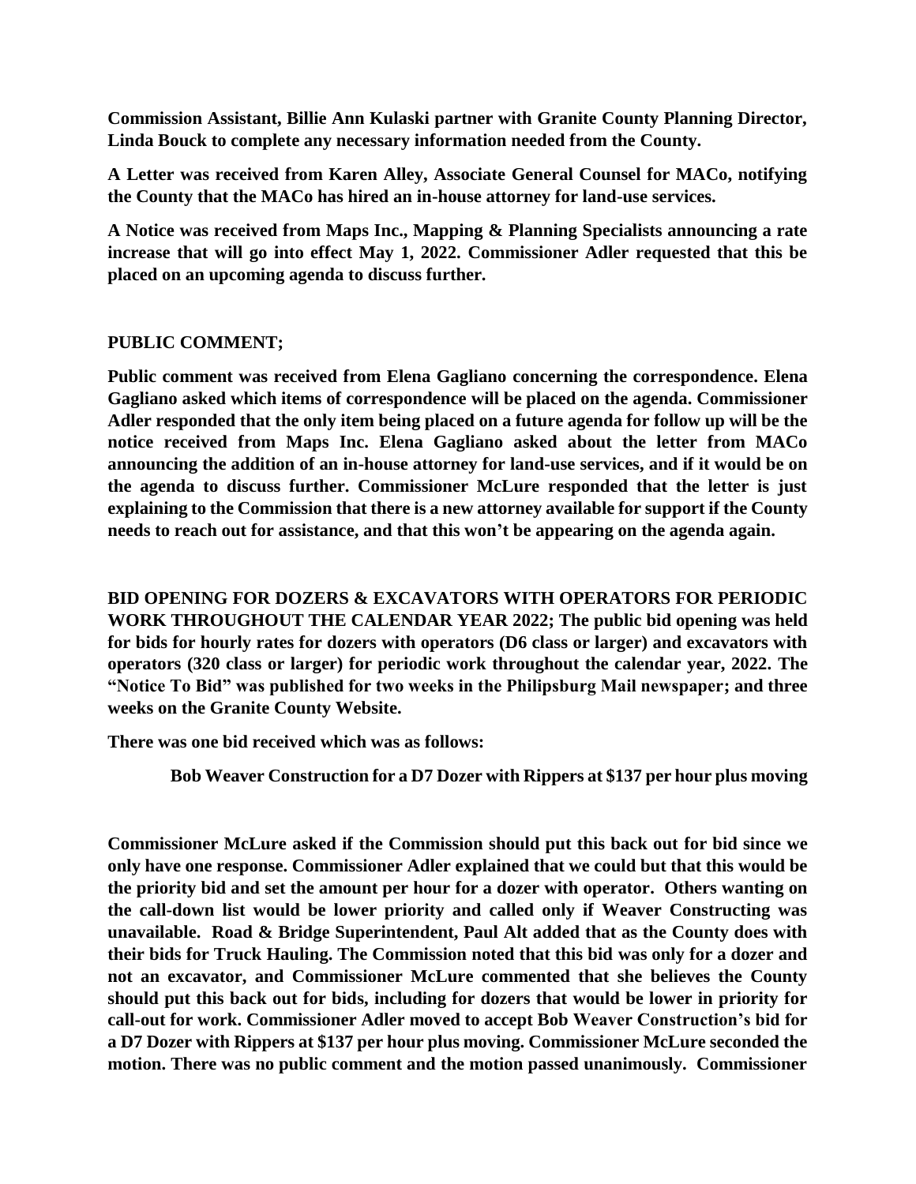**Commission Assistant, Billie Ann Kulaski partner with Granite County Planning Director, Linda Bouck to complete any necessary information needed from the County.**

**A Letter was received from Karen Alley, Associate General Counsel for MACo, notifying the County that the MACo has hired an in-house attorney for land-use services.**

**A Notice was received from Maps Inc., Mapping & Planning Specialists announcing a rate increase that will go into effect May 1, 2022. Commissioner Adler requested that this be placed on an upcoming agenda to discuss further.**

**PUBLIC COMMENT;**

**Public comment was received from Elena Gagliano concerning the correspondence. Elena Gagliano asked which items of correspondence will be placed on the agenda. Commissioner Adler responded that the only item being placed on a future agenda for follow up will be the notice received from Maps Inc. Elena Gagliano asked about the letter from MACo announcing the addition of an in-house attorney for land-use services, and if it would be on the agenda to discuss further. Commissioner McLure responded that the letter is just explaining to the Commission that there is a new attorney available for support if the County needs to reach out for assistance, and that this won't be appearing on the agenda again.**

**BID OPENING FOR DOZERS & EXCAVATORS WITH OPERATORS FOR PERIODIC WORK THROUGHOUT THE CALENDAR YEAR 2022; The public bid opening was held for bids for hourly rates for dozers with operators (D6 class or larger) and excavators with operators (320 class or larger) for periodic work throughout the calendar year, 2022. The "Notice To Bid" was published for two weeks in the Philipsburg Mail newspaper; and three weeks on the Granite County Website.**

**There was one bid received which was as follows:**

**Bob Weaver Construction for a D7 Dozer with Rippers at $137 per hour plus moving**

**Commissioner McLure asked if the Commission should put this back out for bid since we only have one response. Commissioner Adler explained that we could but that this would be the priority bid and set the amount per hour for a dozer with operator. Others wanting on the call-down list would be lower priority and called only if Weaver Constructing was unavailable. Road & Bridge Superintendent, Paul Alt added that as the County does with their bids for Truck Hauling. The Commission noted that this bid was only for a dozer and not an excavator, and Commissioner McLure commented that she believes the County should put this back out for bids, including for dozers that would be lower in priority for call-out for work. Commissioner Adler moved to accept Bob Weaver Construction's bid for a D7 Dozer with Rippers at $137 per hour plus moving. Commissioner McLure seconded the motion. There was no public comment and the motion passed unanimously. Commissioner**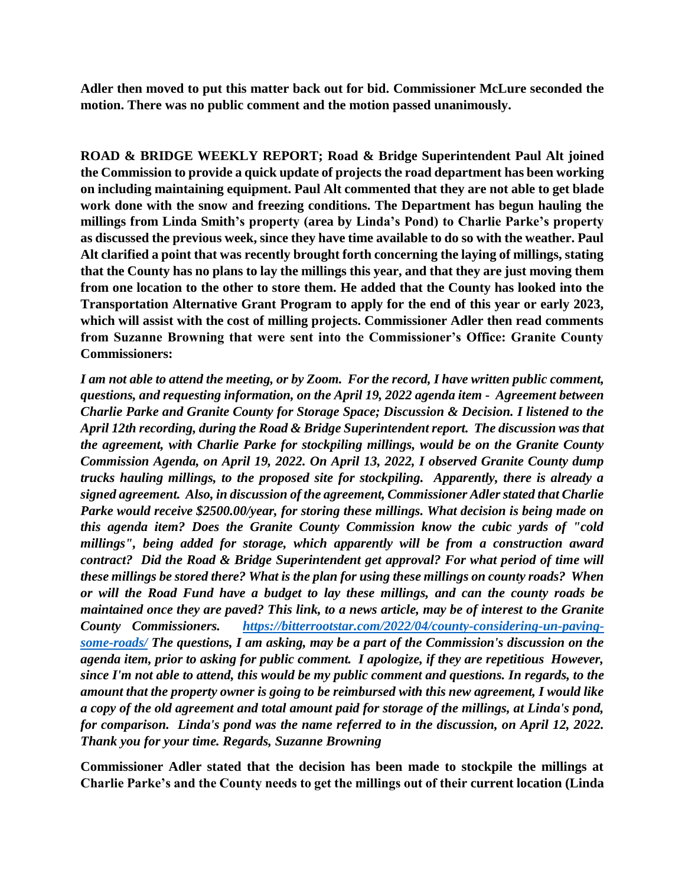**Adler then moved to put this matter back out for bid. Commissioner McLure seconded the motion. There was no public comment and the motion passed unanimously.**

**ROAD & BRIDGE WEEKLY REPORT; Road & Bridge Superintendent Paul Alt joined the Commission to provide a quick update of projects the road department has been working on including maintaining equipment. Paul Alt commented that they are not able to get blade work done with the snow and freezing conditions. The Department has begun hauling the millings from Linda Smith's property (area by Linda's Pond) to Charlie Parke's property as discussed the previous week, since they have time available to do so with the weather. Paul Alt clarified a point that was recently brought forth concerning the laying of millings, stating that the County has no plans to lay the millings this year, and that they are just moving them from one location to the other to store them. He added that the County has looked into the Transportation Alternative Grant Program to apply for the end of this year or early 2023, which will assist with the cost of milling projects. Commissioner Adler then read comments from Suzanne Browning that were sent into the Commissioner's Office: Granite County Commissioners:**

***I am not able to attend the meeting, or by Zoom. For the record, I have written public comment, questions, and requesting information, on the April 19, 2022 agenda item - Agreement between Charlie Parke and Granite County for Storage Space; Discussion & Decision. I listened to the April 12th recording, during the Road & Bridge Superintendent report. The discussion was that the agreement, with Charlie Parke for stockpiling millings, would be on the Granite County Commission Agenda, on April 19, 2022. On April 13, 2022, I observed Granite County dump trucks hauling millings, to the proposed site for stockpiling. Apparently, there is already a signed agreement. Also, in discussion of the agreement, Commissioner Adler stated that Charlie Parke would receive $2500.00/year, for storing these millings. What decision is being made on this agenda item? Does the Granite County Commission know the cubic yards of "cold millings", being added for storage, which apparently will be from a construction award contract? Did the Road & Bridge Superintendent get approval? For what period of time will these millings be stored there? What is the plan for using these millings on county roads? When or will the Road Fund have a budget to lay these millings, and can the county roads be maintained once they are paved? This link, to a news article, may be of interest to the Granite County Commissioners. https://bitterrootstar.com/2022/04/county-considering-un-paving-some-roads/ The questions, I am asking, may be a part of the Commission's discussion on the agenda item, prior to asking for public comment. I apologize, if they are repetitious However, since I'm not able to attend, this would be my public comment and questions. In regards, to the amount that the property owner is going to be reimbursed with this new agreement, I would like a copy of the old agreement and total amount paid for storage of the millings, at Linda's pond, for comparison. Linda's pond was the name referred to in the discussion, on April 12, 2022. Thank you for your time. Regards, Suzanne Browning***

**Commissioner Adler stated that the decision has been made to stockpile the millings at Charlie Parke's and the County needs to get the millings out of their current location (Linda**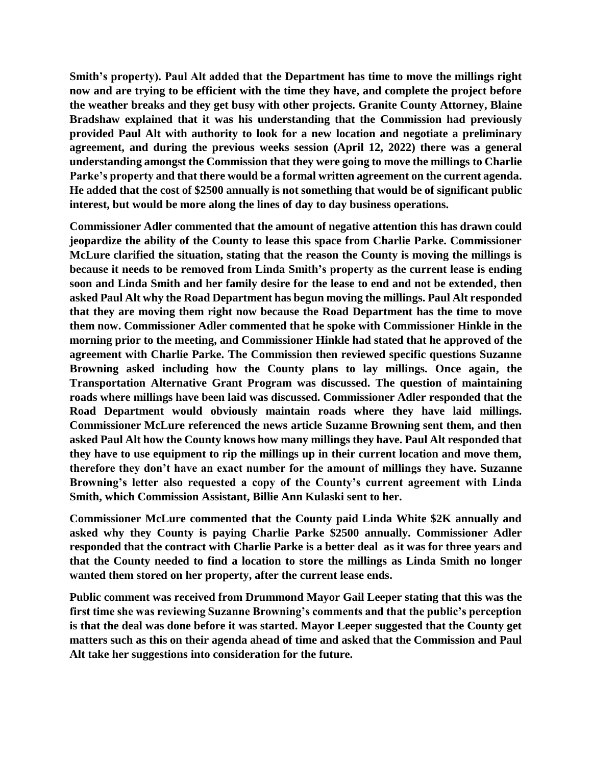**Smith's property). Paul Alt added that the Department has time to move the millings right now and are trying to be efficient with the time they have, and complete the project before the weather breaks and they get busy with other projects. Granite County Attorney, Blaine Bradshaw explained that it was his understanding that the Commission had previously provided Paul Alt with authority to look for a new location and negotiate a preliminary agreement, and during the previous weeks session (April 12, 2022) there was a general understanding amongst the Commission that they were going to move the millings to Charlie Parke's property and that there would be a formal written agreement on the current agenda. He added that the cost of $2500 annually is not something that would be of significant public interest, but would be more along the lines of day to day business operations.**

**Commissioner Adler commented that the amount of negative attention this has drawn could jeopardize the ability of the County to lease this space from Charlie Parke. Commissioner McLure clarified the situation, stating that the reason the County is moving the millings is because it needs to be removed from Linda Smith's property as the current lease is ending soon and Linda Smith and her family desire for the lease to end and not be extended, then asked Paul Alt why the Road Department has begun moving the millings. Paul Alt responded that they are moving them right now because the Road Department has the time to move them now. Commissioner Adler commented that he spoke with Commissioner Hinkle in the morning prior to the meeting, and Commissioner Hinkle had stated that he approved of the agreement with Charlie Parke. The Commission then reviewed specific questions Suzanne Browning asked including how the County plans to lay millings. Once again, the Transportation Alternative Grant Program was discussed. The question of maintaining roads where millings have been laid was discussed. Commissioner Adler responded that the Road Department would obviously maintain roads where they have laid millings. Commissioner McLure referenced the news article Suzanne Browning sent them, and then asked Paul Alt how the County knows how many millings they have. Paul Alt responded that they have to use equipment to rip the millings up in their current location and move them, therefore they don't have an exact number for the amount of millings they have. Suzanne Browning's letter also requested a copy of the County's current agreement with Linda Smith, which Commission Assistant, Billie Ann Kulaski sent to her.**

**Commissioner McLure commented that the County paid Linda White $2K annually and asked why they County is paying Charlie Parke $2500 annually. Commissioner Adler responded that the contract with Charlie Parke is a better deal as it was for three years and that the County needed to find a location to store the millings as Linda Smith no longer wanted them stored on her property, after the current lease ends.**

**Public comment was received from Drummond Mayor Gail Leeper stating that this was the first time she was reviewing Suzanne Browning's comments and that the public's perception is that the deal was done before it was started. Mayor Leeper suggested that the County get matters such as this on their agenda ahead of time and asked that the Commission and Paul Alt take her suggestions into consideration for the future.**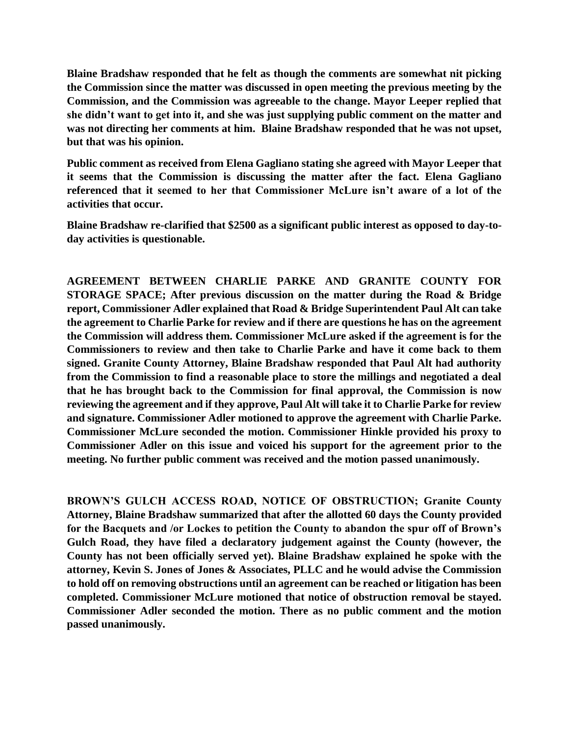**Blaine Bradshaw responded that he felt as though the comments are somewhat nit picking the Commission since the matter was discussed in open meeting the previous meeting by the Commission, and the Commission was agreeable to the change. Mayor Leeper replied that she didn't want to get into it, and she was just supplying public comment on the matter and was not directing her comments at him. Blaine Bradshaw responded that he was not upset, but that was his opinion.**

**Public comment as received from Elena Gagliano stating she agreed with Mayor Leeper that it seems that the Commission is discussing the matter after the fact. Elena Gagliano referenced that it seemed to her that Commissioner McLure isn't aware of a lot of the activities that occur.**

**Blaine Bradshaw re-clarified that $2500 as a significant public interest as opposed to day-to-day activities is questionable.**

**AGREEMENT BETWEEN CHARLIE PARKE AND GRANITE COUNTY FOR STORAGE SPACE; After previous discussion on the matter during the Road & Bridge report, Commissioner Adler explained that Road & Bridge Superintendent Paul Alt can take the agreement to Charlie Parke for review and if there are questions he has on the agreement the Commission will address them. Commissioner McLure asked if the agreement is for the Commissioners to review and then take to Charlie Parke and have it come back to them signed. Granite County Attorney, Blaine Bradshaw responded that Paul Alt had authority from the Commission to find a reasonable place to store the millings and negotiated a deal that he has brought back to the Commission for final approval, the Commission is now reviewing the agreement and if they approve, Paul Alt will take it to Charlie Parke for review and signature. Commissioner Adler motioned to approve the agreement with Charlie Parke. Commissioner McLure seconded the motion. Commissioner Hinkle provided his proxy to Commissioner Adler on this issue and voiced his support for the agreement prior to the meeting. No further public comment was received and the motion passed unanimously.**

**BROWN'S GULCH ACCESS ROAD, NOTICE OF OBSTRUCTION; Granite County Attorney, Blaine Bradshaw summarized that after the allotted 60 days the County provided for the Bacquets and /or Lockes to petition the County to abandon the spur off of Brown's Gulch Road, they have filed a declaratory judgement against the County (however, the County has not been officially served yet). Blaine Bradshaw explained he spoke with the attorney, Kevin S. Jones of Jones & Associates, PLLC and he would advise the Commission to hold off on removing obstructions until an agreement can be reached or litigation has been completed. Commissioner McLure motioned that notice of obstruction removal be stayed. Commissioner Adler seconded the motion. There as no public comment and the motion passed unanimously.**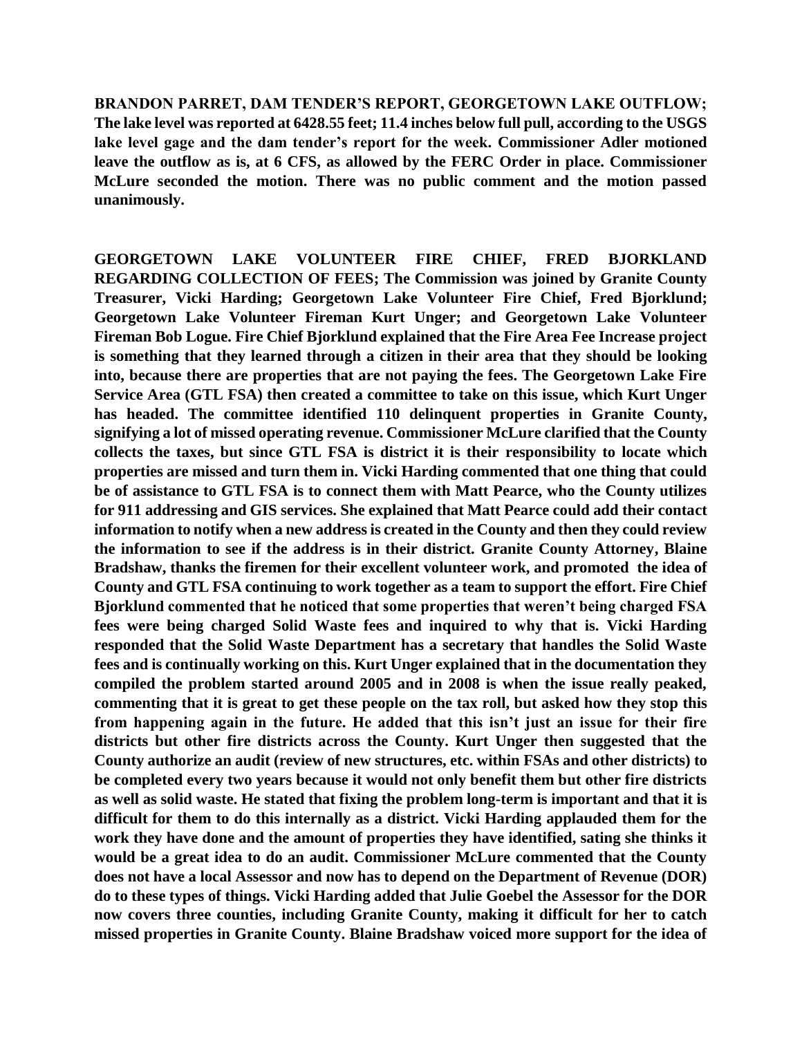**BRANDON PARRET, DAM TENDER'S REPORT, GEORGETOWN LAKE OUTFLOW; The lake level was reported at 6428.55 feet; 11.4 inches below full pull, according to the USGS lake level gage and the dam tender's report for the week. Commissioner Adler motioned leave the outflow as is, at 6 CFS, as allowed by the FERC Order in place. Commissioner McLure seconded the motion. There was no public comment and the motion passed unanimously.**

**GEORGETOWN LAKE VOLUNTEER FIRE CHIEF, FRED BJORKLAND REGARDING COLLECTION OF FEES; The Commission was joined by Granite County Treasurer, Vicki Harding; Georgetown Lake Volunteer Fire Chief, Fred Bjorklund; Georgetown Lake Volunteer Fireman Kurt Unger; and Georgetown Lake Volunteer Fireman Bob Logue. Fire Chief Bjorklund explained that the Fire Area Fee Increase project is something that they learned through a citizen in their area that they should be looking into, because there are properties that are not paying the fees. The Georgetown Lake Fire Service Area (GTL FSA) then created a committee to take on this issue, which Kurt Unger has headed. The committee identified 110 delinquent properties in Granite County, signifying a lot of missed operating revenue. Commissioner McLure clarified that the County collects the taxes, but since GTL FSA is district it is their responsibility to locate which properties are missed and turn them in. Vicki Harding commented that one thing that could be of assistance to GTL FSA is to connect them with Matt Pearce, who the County utilizes for 911 addressing and GIS services. She explained that Matt Pearce could add their contact information to notify when a new address is created in the County and then they could review the information to see if the address is in their district. Granite County Attorney, Blaine Bradshaw, thanks the firemen for their excellent volunteer work, and promoted the idea of County and GTL FSA continuing to work together as a team to support the effort. Fire Chief Bjorklund commented that he noticed that some properties that weren't being charged FSA fees were being charged Solid Waste fees and inquired to why that is. Vicki Harding responded that the Solid Waste Department has a secretary that handles the Solid Waste fees and is continually working on this. Kurt Unger explained that in the documentation they compiled the problem started around 2005 and in 2008 is when the issue really peaked, commenting that it is great to get these people on the tax roll, but asked how they stop this from happening again in the future. He added that this isn't just an issue for their fire districts but other fire districts across the County. Kurt Unger then suggested that the County authorize an audit (review of new structures, etc. within FSAs and other districts) to be completed every two years because it would not only benefit them but other fire districts as well as solid waste. He stated that fixing the problem long-term is important and that it is difficult for them to do this internally as a district. Vicki Harding applauded them for the work they have done and the amount of properties they have identified, sating she thinks it would be a great idea to do an audit. Commissioner McLure commented that the County does not have a local Assessor and now has to depend on the Department of Revenue (DOR) do to these types of things. Vicki Harding added that Julie Goebel the Assessor for the DOR now covers three counties, including Granite County, making it difficult for her to catch missed properties in Granite County. Blaine Bradshaw voiced more support for the idea of**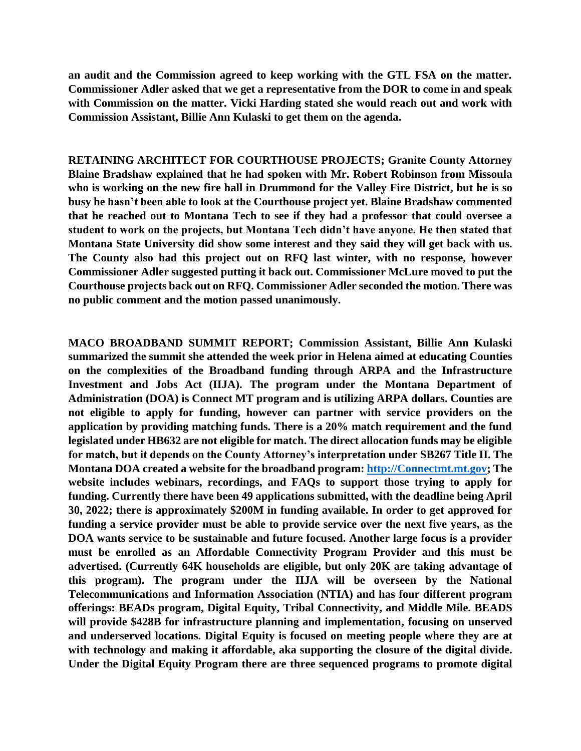**an audit and the Commission agreed to keep working with the GTL FSA on the matter. Commissioner Adler asked that we get a representative from the DOR to come in and speak with Commission on the matter. Vicki Harding stated she would reach out and work with Commission Assistant, Billie Ann Kulaski to get them on the agenda.**

**RETAINING ARCHITECT FOR COURTHOUSE PROJECTS; Granite County Attorney Blaine Bradshaw explained that he had spoken with Mr. Robert Robinson from Missoula who is working on the new fire hall in Drummond for the Valley Fire District, but he is so busy he hasn't been able to look at the Courthouse project yet. Blaine Bradshaw commented that he reached out to Montana Tech to see if they had a professor that could oversee a student to work on the projects, but Montana Tech didn't have anyone. He then stated that Montana State University did show some interest and they said they will get back with us. The County also had this project out on RFQ last winter, with no response, however Commissioner Adler suggested putting it back out. Commissioner McLure moved to put the Courthouse projects back out on RFQ. Commissioner Adler seconded the motion. There was no public comment and the motion passed unanimously.**

**MACO BROADBAND SUMMIT REPORT; Commission Assistant, Billie Ann Kulaski summarized the summit she attended the week prior in Helena aimed at educating Counties on the complexities of the Broadband funding through ARPA and the Infrastructure Investment and Jobs Act (IIJA). The program under the Montana Department of Administration (DOA) is Connect MT program and is utilizing ARPA dollars. Counties are not eligible to apply for funding, however can partner with service providers on the application by providing matching funds. There is a 20% match requirement and the fund legislated under HB632 are not eligible for match. The direct allocation funds may be eligible for match, but it depends on the County Attorney's interpretation under SB267 Title II. The Montana DOA created a website for the broadband program: [http://Connectmt.mt.gov](http://Connectmt.mt.gov); The website includes webinars, recordings, and FAQs to support those trying to apply for funding. Currently there have been 49 applications submitted, with the deadline being April 30, 2022; there is approximately $200M in funding available. In order to get approved for funding a service provider must be able to provide service over the next five years, as the DOA wants service to be sustainable and future focused. Another large focus is a provider must be enrolled as an Affordable Connectivity Program Provider and this must be advertised. (Currently 64K households are eligible, but only 20K are taking advantage of this program). The program under the IIJA will be overseen by the National Telecommunications and Information Association (NTIA) and has four different program offerings: BEADs program, Digital Equity, Tribal Connectivity, and Middle Mile. BEADS will provide $428B for infrastructure planning and implementation, focusing on unserved and underserved locations. Digital Equity is focused on meeting people where they are at with technology and making it affordable, aka supporting the closure of the digital divide. Under the Digital Equity Program there are three sequenced programs to promote digital**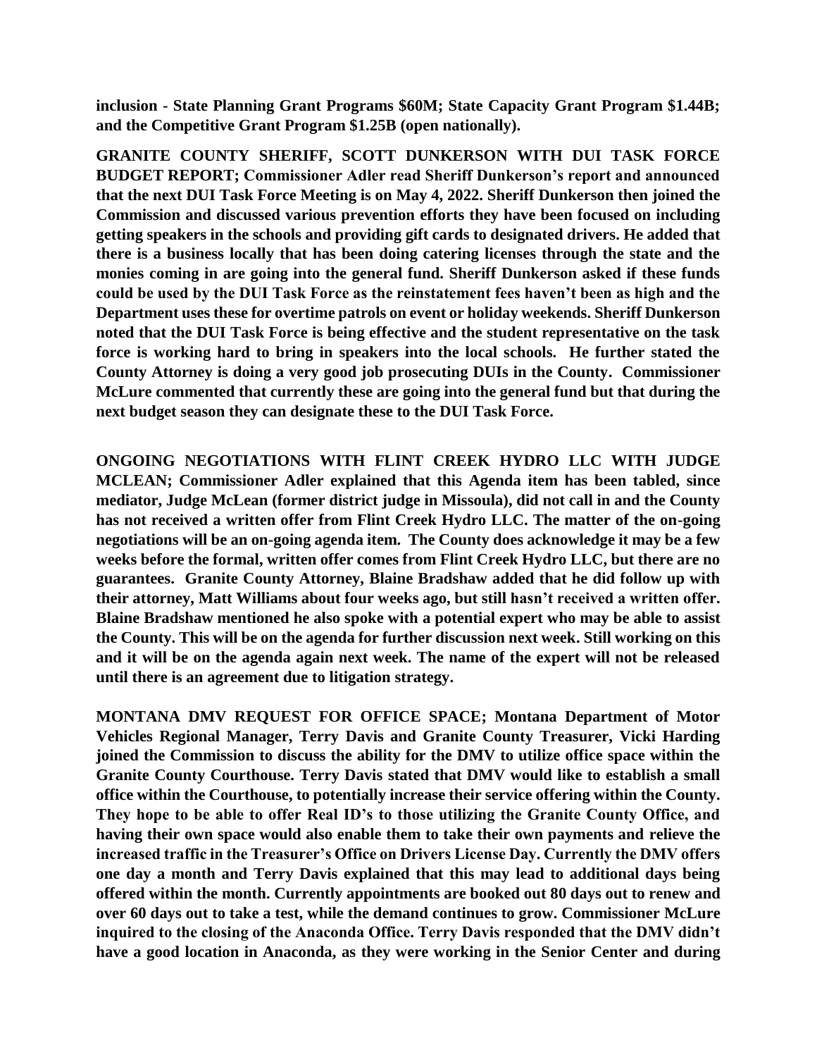**inclusion - State Planning Grant Programs $60M; State Capacity Grant Program $1.44B; and the Competitive Grant Program $1.25B (open nationally).**

**GRANITE COUNTY SHERIFF, SCOTT DUNKERSON WITH DUI TASK FORCE BUDGET REPORT; Commissioner Adler read Sheriff Dunkerson's report and announced that the next DUI Task Force Meeting is on May 4, 2022. Sheriff Dunkerson then joined the Commission and discussed various prevention efforts they have been focused on including getting speakers in the schools and providing gift cards to designated drivers. He added that there is a business locally that has been doing catering licenses through the state and the monies coming in are going into the general fund. Sheriff Dunkerson asked if these funds could be used by the DUI Task Force as the reinstatement fees haven't been as high and the Department uses these for overtime patrols on event or holiday weekends. Sheriff Dunkerson noted that the DUI Task Force is being effective and the student representative on the task force is working hard to bring in speakers into the local schools. He further stated the County Attorney is doing a very good job prosecuting DUIs in the County. Commissioner McLure commented that currently these are going into the general fund but that during the next budget season they can designate these to the DUI Task Force.**

**ONGOING NEGOTIATIONS WITH FLINT CREEK HYDRO LLC WITH JUDGE MCLEAN; Commissioner Adler explained that this Agenda item has been tabled, since mediator, Judge McLean (former district judge in Missoula), did not call in and the County has not received a written offer from Flint Creek Hydro LLC. The matter of the on-going negotiations will be an on-going agenda item. The County does acknowledge it may be a few weeks before the formal, written offer comes from Flint Creek Hydro LLC, but there are no guarantees. Granite County Attorney, Blaine Bradshaw added that he did follow up with their attorney, Matt Williams about four weeks ago, but still hasn't received a written offer. Blaine Bradshaw mentioned he also spoke with a potential expert who may be able to assist the County. This will be on the agenda for further discussion next week. Still working on this and it will be on the agenda again next week. The name of the expert will not be released until there is an agreement due to litigation strategy.**

**MONTANA DMV REQUEST FOR OFFICE SPACE; Montana Department of Motor Vehicles Regional Manager, Terry Davis and Granite County Treasurer, Vicki Harding joined the Commission to discuss the ability for the DMV to utilize office space within the Granite County Courthouse. Terry Davis stated that DMV would like to establish a small office within the Courthouse, to potentially increase their service offering within the County. They hope to be able to offer Real ID's to those utilizing the Granite County Office, and having their own space would also enable them to take their own payments and relieve the increased traffic in the Treasurer's Office on Drivers License Day. Currently the DMV offers one day a month and Terry Davis explained that this may lead to additional days being offered within the month. Currently appointments are booked out 80 days out to renew and over 60 days out to take a test, while the demand continues to grow. Commissioner McLure inquired to the closing of the Anaconda Office. Terry Davis responded that the DMV didn't have a good location in Anaconda, as they were working in the Senior Center and during**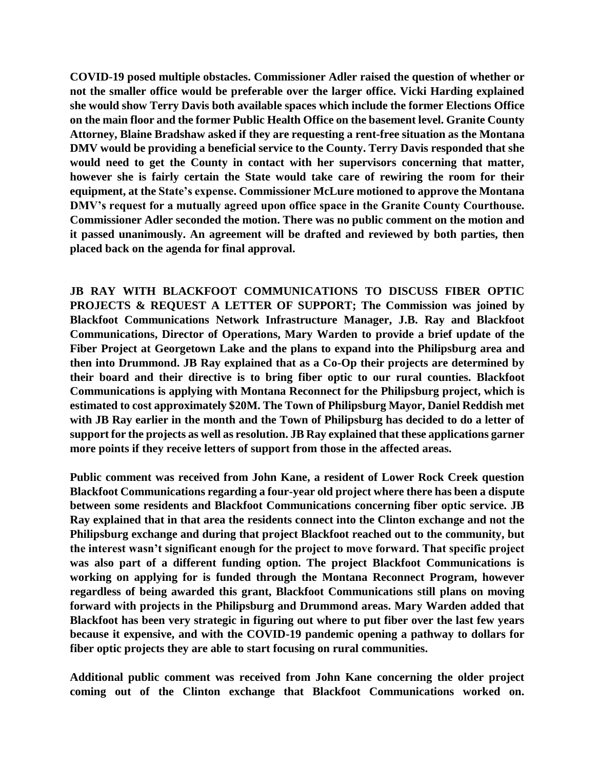**COVID-19 posed multiple obstacles. Commissioner Adler raised the question of whether or not the smaller office would be preferable over the larger office. Vicki Harding explained she would show Terry Davis both available spaces which include the former Elections Office on the main floor and the former Public Health Office on the basement level. Granite County Attorney, Blaine Bradshaw asked if they are requesting a rent-free situation as the Montana DMV would be providing a beneficial service to the County. Terry Davis responded that she would need to get the County in contact with her supervisors concerning that matter, however she is fairly certain the State would take care of rewiring the room for their equipment, at the State's expense. Commissioner McLure motioned to approve the Montana DMV's request for a mutually agreed upon office space in the Granite County Courthouse. Commissioner Adler seconded the motion. There was no public comment on the motion and it passed unanimously. An agreement will be drafted and reviewed by both parties, then placed back on the agenda for final approval.**

**JB RAY WITH BLACKFOOT COMMUNICATIONS TO DISCUSS FIBER OPTIC PROJECTS & REQUEST A LETTER OF SUPPORT; The Commission was joined by Blackfoot Communications Network Infrastructure Manager, J.B. Ray and Blackfoot Communications, Director of Operations, Mary Warden to provide a brief update of the Fiber Project at Georgetown Lake and the plans to expand into the Philipsburg area and then into Drummond. JB Ray explained that as a Co-Op their projects are determined by their board and their directive is to bring fiber optic to our rural counties. Blackfoot Communications is applying with Montana Reconnect for the Philipsburg project, which is estimated to cost approximately $20M. The Town of Philipsburg Mayor, Daniel Reddish met with JB Ray earlier in the month and the Town of Philipsburg has decided to do a letter of support for the projects as well as resolution. JB Ray explained that these applications garner more points if they receive letters of support from those in the affected areas.**

**Public comment was received from John Kane, a resident of Lower Rock Creek question Blackfoot Communications regarding a four-year old project where there has been a dispute between some residents and Blackfoot Communications concerning fiber optic service. JB Ray explained that in that area the residents connect into the Clinton exchange and not the Philipsburg exchange and during that project Blackfoot reached out to the community, but the interest wasn't significant enough for the project to move forward. That specific project was also part of a different funding option. The project Blackfoot Communications is working on applying for is funded through the Montana Reconnect Program, however regardless of being awarded this grant, Blackfoot Communications still plans on moving forward with projects in the Philipsburg and Drummond areas. Mary Warden added that Blackfoot has been very strategic in figuring out where to put fiber over the last few years because it expensive, and with the COVID-19 pandemic opening a pathway to dollars for fiber optic projects they are able to start focusing on rural communities.**

**Additional public comment was received from John Kane concerning the older project coming out of the Clinton exchange that Blackfoot Communications worked on.**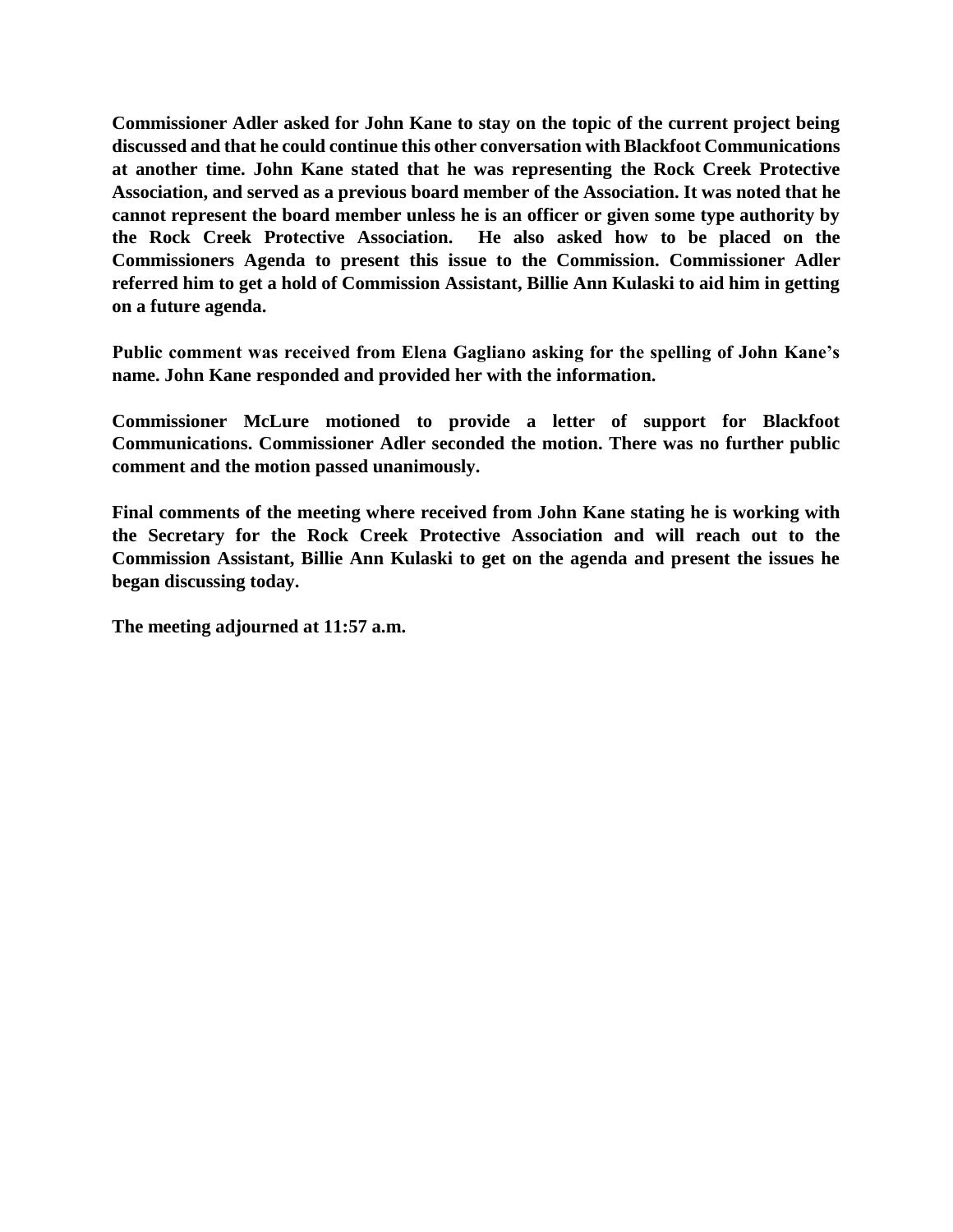**Commissioner Adler asked for John Kane to stay on the topic of the current project being discussed and that he could continue this other conversation with Blackfoot Communications at another time. John Kane stated that he was representing the Rock Creek Protective Association, and served as a previous board member of the Association. It was noted that he cannot represent the board member unless he is an officer or given some type authority by the Rock Creek Protective Association. He also asked how to be placed on the Commissioners Agenda to present this issue to the Commission. Commissioner Adler referred him to get a hold of Commission Assistant, Billie Ann Kulaski to aid him in getting on a future agenda.**

**Public comment was received from Elena Gagliano asking for the spelling of John Kane's name. John Kane responded and provided her with the information.**

**Commissioner McLure motioned to provide a letter of support for Blackfoot Communications. Commissioner Adler seconded the motion. There was no further public comment and the motion passed unanimously.**

**Final comments of the meeting where received from John Kane stating he is working with the Secretary for the Rock Creek Protective Association and will reach out to the Commission Assistant, Billie Ann Kulaski to get on the agenda and present the issues he began discussing today.**

**The meeting adjourned at 11:57 a.m.**